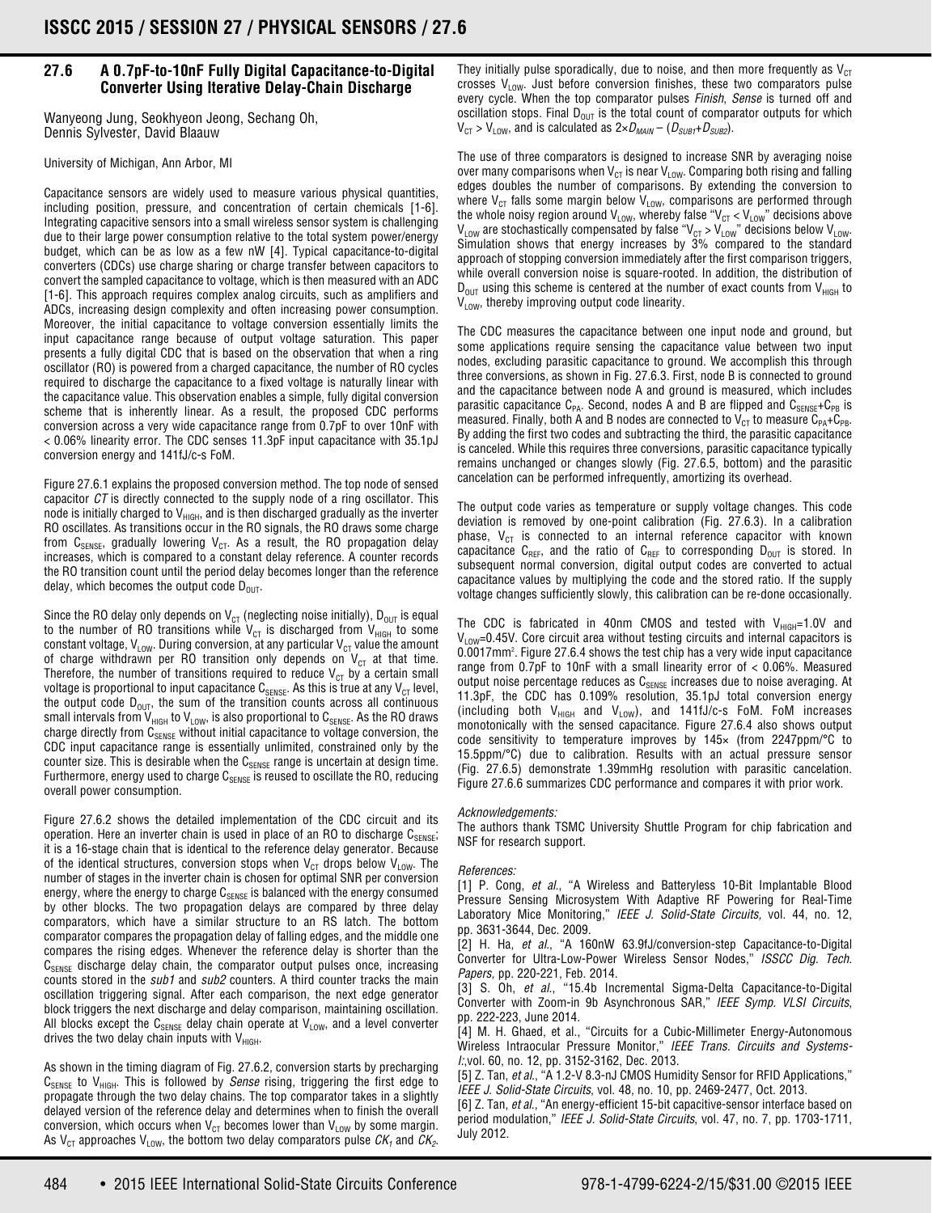## 27.6 A 0.7pF-to-10nF Fully Digital Capacitance-to-Digital Converter Using Iterative Delay-Chain Discharge

Wanyeong Jung, Seokhyeon Jeong, Sechang Oh, Dennis Sylvester, David Blaauw

University of Michigan, Ann Arbor, MI

Capacitance sensors are widely used to measure various physical quantities, including position, pressure, and concentration of certain chemicals [1-6]. Integrating capacitive sensors into a small wireless sensor system is challenging due to their large power consumption relative to the total system power/energy budget, which can be as low as a few nW [4]. Typical capacitance-to-digital converters (CDCs) use charge sharing or charge transfer between capacitors to convert the sampled capacitance to voltage, which is then measured with an ADC [1-6]. This approach requires complex analog circuits, such as amplifiers and ADCs, increasing design complexity and often increasing power consumption. Moreover, the initial capacitance to voltage conversion essentially limits the input capacitance range because of output voltage saturation. This paper presents a fully digital CDC that is based on the observation that when a ring oscillator (RO) is powered from a charged capacitance, the number of RO cycles required to discharge the capacitance to a fixed voltage is naturally linear with the capacitance value. This observation enables a simple, fully digital conversion scheme that is inherently linear. As a result, the proposed CDC performs conversion across a very wide capacitance range from 0.7pF to over 10nF with < 0.06% linearity error. The CDC senses 11.3pF input capacitance with 35.1pJ conversion energy and 141fJ/c-s FoM.

Figure 27.6.1 explains the proposed conversion method. The top node of sensed capacitor *CT* is directly connected to the supply node of a ring oscillator. This node is initially charged to $V_{HIGH}$, and is then discharged gradually as the inverter RO oscillates. As transitions occur in the RO signals, the RO draws some charge from $C_{SENSE}$, gradually lowering $V_{CT}$. As a result, the RO propagation delay increases, which is compared to a constant delay reference. A counter records the RO transition count until the period delay becomes longer than the reference delay, which becomes the output code $D_{OUT}$.

Since the RO delay only depends on $V_{CT}$ (neglecting noise initially), $D_{OUT}$ is equal to the number of RO transitions while $V_{CT}$ is discharged from $V_{HIGH}$ to some constant voltage, $V_{LOW}$. During conversion, at any particular $V_{CT}$ value the amount of charge withdrawn per RO transition only depends on $V_{CT}$ at that time. Therefore, the number of transitions required to reduce $V_{CT}$ by a certain small voltage is proportional to input capacitance $C_{SENSE}$. As this is true at any $V_{CT}$ level, the output code $D_{OUT}$, the sum of the transition counts across all continuous small intervals from $V_{HIGH}$ to $V_{LOW}$, is also proportional to $C_{SENSE}$. As the RO draws charge directly from $C_{SENSE}$ without initial capacitance to voltage conversion, the CDC input capacitance range is essentially unlimited, constrained only by the counter size. This is desirable when the $C_{SENSE}$ range is uncertain at design time. Furthermore, energy used to charge $C_{SENSE}$ is reused to oscillate the RO, reducing overall power consumption.

Figure 27.6.2 shows the detailed implementation of the CDC circuit and its operation. Here an inverter chain is used in place of an RO to discharge $C_{SENSE}$; it is a 16-stage chain that is identical to the reference delay generator. Because of the identical structures, conversion stops when $V_{CT}$ drops below $V_{LOW}$. The number of stages in the inverter chain is chosen for optimal SNR per conversion energy, where the energy to charge $C_{SENSE}$ is balanced with the energy consumed by other blocks. The two propagation delays are compared by three delay comparators, which have a similar structure to an RS latch. The bottom comparator compares the propagation delay of falling edges, and the middle one compares the rising edges. Whenever the reference delay is shorter than the $C_{SENSE}$ discharge delay chain, the comparator output pulses once, increasing counts stored in the *sub1* and *sub2* counters. A third counter tracks the main oscillation triggering signal. After each comparison, the next edge generator block triggers the next discharge and delay comparison, maintaining oscillation. All blocks except the $C_{SENSE}$ delay chain operate at $V_{LOW}$, and a level converter drives the two delay chain inputs with $V_{HIGH}$.

As shown in the timing diagram of Fig. 27.6.2, conversion starts by precharging $C_{SENSE}$ to $V_{HIGH}$. This is followed by *Sense* rising, triggering the first edge to propagate through the two delay chains. The top comparator takes in a slightly delayed version of the reference delay and determines when to finish the overall conversion, which occurs when $V_{CT}$ becomes lower than $V_{LOW}$ by some margin. As $V_{CT}$ approaches $V_{LOW}$, the bottom two delay comparators pulse $CK_1$ and $CK_2$. They initially pulse sporadically, due to noise, and then more frequently as $V_{CT}$ crosses $V_{LOW}$. Just before conversion finishes, these two comparators pulse every cycle. When the top comparator pulses *Finish*, *Sense* is turned off and oscillation stops. Final $D_{OUT}$ is the total count of comparator outputs for which $V_{CT} > V_{LOW}$, and is calculated as $2\times D_{MAIN} - (D_{SUB1}+D_{SUB2})$.

The use of three comparators is designed to increase SNR by averaging noise over many comparisons when $V_{CT}$ is near $V_{LOW}$. Comparing both rising and falling edges doubles the number of comparisons. By extending the conversion to where $V_{CT}$ falls some margin below $V_{LOW}$, comparisons are performed through the whole noisy region around $V_{LOW}$, whereby false "$V_{CT} < V_{LOW}$" decisions above $V_{LOW}$ are stochastically compensated by false "$V_{CT} > V_{LOW}$" decisions below $V_{LOW}$. Simulation shows that energy increases by 3% compared to the standard approach of stopping conversion immediately after the first comparison triggers, while overall conversion noise is square-rooted. In addition, the distribution of $D_{OUT}$ using this scheme is centered at the number of exact counts from $V_{HIGH}$ to $V_{LOW}$, thereby improving output code linearity.

The CDC measures the capacitance between one input node and ground, but some applications require sensing the capacitance value between two input nodes, excluding parasitic capacitance to ground. We accomplish this through three conversions, as shown in Fig. 27.6.3. First, node B is connected to ground and the capacitance between node A and ground is measured, which includes parasitic capacitance $C_{PA}$. Second, nodes A and B are flipped and $C_{SENSE}+C_{PB}$ is measured. Finally, both A and B nodes are connected to $V_{CT}$ to measure $C_{PA}+C_{PB}$. By adding the first two codes and subtracting the third, the parasitic capacitance is canceled. While this requires three conversions, parasitic capacitance typically remains unchanged or changes slowly (Fig. 27.6.5, bottom) and the parasitic cancelation can be performed infrequently, amortizing its overhead.

The output code varies as temperature or supply voltage changes. This code deviation is removed by one-point calibration (Fig. 27.6.3). In a calibration phase, $V_{CT}$ is connected to an internal reference capacitor with known capacitance $C_{REF}$, and the ratio of $C_{REF}$ to corresponding $D_{OUT}$ is stored. In subsequent normal conversion, digital output codes are converted to actual capacitance values by multiplying the code and the stored ratio. If the supply voltage changes sufficiently slowly, this calibration can be re-done occasionally.

The CDC is fabricated in 40nm CMOS and tested with $V_{HIGH}$=1.0V and $V_{LOW}$=0.45V. Core circuit area without testing circuits and internal capacitors is 0.0017mm². Figure 27.6.4 shows the test chip has a very wide input capacitance range from 0.7pF to 10nF with a small linearity error of < 0.06%. Measured output noise percentage reduces as $C_{SENSE}$ increases due to noise averaging. At 11.3pF, the CDC has 0.109% resolution, 35.1pJ total conversion energy (including both $V_{HIGH}$ and $V_{LOW}$), and 141fJ/c-s FoM. FoM increases monotonically with the sensed capacitance. Figure 27.6.4 also shows output code sensitivity to temperature improves by 145× (from 2247ppm/°C to 15.5ppm/°C) due to calibration. Results with an actual pressure sensor (Fig. 27.6.5) demonstrate 1.39mmHg resolution with parasitic cancelation. Figure 27.6.6 summarizes CDC performance and compares it with prior work.

*Acknowledgements:*

The authors thank TSMC University Shuttle Program for chip fabrication and NSF for research support.

*References:*

[1] P. Cong, *et al.*, "A Wireless and Batteryless 10-Bit Implantable Blood Pressure Sensing Microsystem With Adaptive RF Powering for Real-Time Laboratory Mice Monitoring," *IEEE J. Solid-State Circuits,* vol. 44, no. 12, pp. 3631-3644, Dec. 2009.

[2] H. Ha, *et al.*, "A 160nW 63.9fJ/conversion-step Capacitance-to-Digital Converter for Ultra-Low-Power Wireless Sensor Nodes," *ISSCC Dig. Tech. Papers,* pp. 220-221, Feb. 2014.

[3] S. Oh, *et al.*, "15.4b Incremental Sigma-Delta Capacitance-to-Digital Converter with Zoom-in 9b Asynchronous SAR," *IEEE Symp. VLSI Circuits*, pp. 222-223, June 2014.

[4] M. H. Ghaed, et al., "Circuits for a Cubic-Millimeter Energy-Autonomous Wireless Intraocular Pressure Monitor," *IEEE Trans. Circuits and Systems-I*;vol. 60, no. 12, pp. 3152-3162, Dec. 2013.

[5] Z. Tan, *et al.*, "A 1.2-V 8.3-nJ CMOS Humidity Sensor for RFID Applications," *IEEE J. Solid-State Circuits*, vol. 48, no. 10, pp. 2469-2477, Oct. 2013.

[6] Z. Tan, *et al.*, "An energy-efficient 15-bit capacitive-sensor interface based on period modulation," *IEEE J. Solid-State Circuits*, vol. 47, no. 7, pp. 1703-1711, July 2012.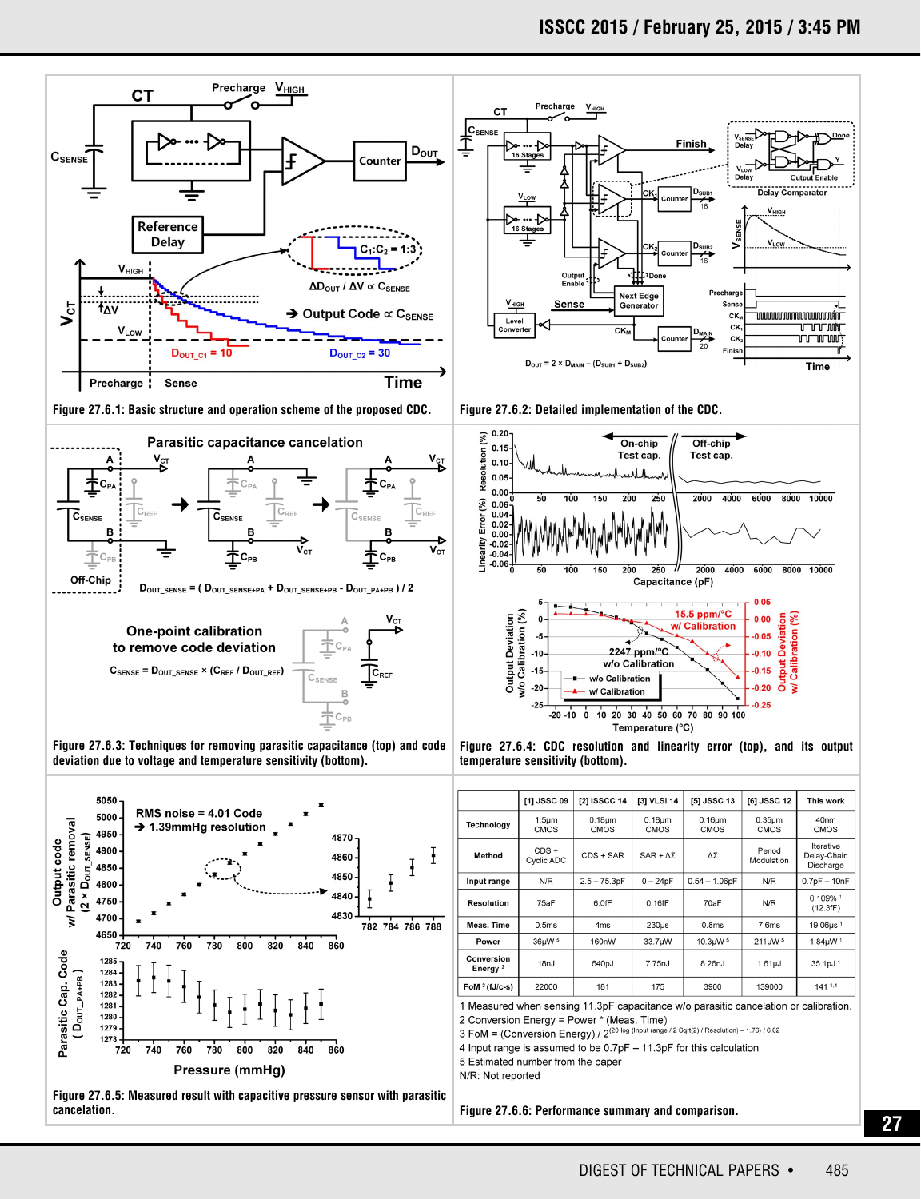Figure 27.6.1: Basic structure and operation scheme of the proposed CDC.

Figure 27.6.2: Detailed implementation of the CDC.

Figure 27.6.3: Techniques for removing parasitic capacitance (top) and code deviation due to voltage and temperature sensitivity (bottom).

Figure 27.6.4: CDC resolution and linearity error (top), and its output temperature sensitivity (bottom).

Figure 27.6.5: Measured result with capacitive pressure sensor with parasitic cancelation.

| | [1] JSSC 09 | [2] ISSCC 14 | [3] VLSI 14 | [5] JSSC 13 | [6] JSSC 12 | This work |
|---|---|---|---|---|---|---|
| Technology | 1.5μm CMOS | 0.18μm CMOS | 0.18μm CMOS | 0.16μm CMOS | 0.35μm CMOS | 40nm CMOS |
| Method | CDS + Cyclic ADC | CDS + SAR | SAR + ΔΣ | ΔΣ | Period Modulation | Iterative Delay-Chain Discharge |
| Input range | N/R | 2.5 – 75.3pF | 0 – 24pF | 0.54 – 1.06pF | N/R | 0.7pF – 10nF |
| Resolution | 75aF | 6.0fF | 0.16fF | 70aF | N/R | 0.109% [1] (12.3fF) |
| Meas. Time | 0.5ms | 4ms | 230μs | 0.8ms | 7.6ms | 19.06μs [1] |
| Power | 36μW [5] | 160nW | 33.7μW | 10.3μW [5] | 211μW [5] | 1.84μW [1] |
| Conversion Energy [2] | 18nJ | 640pJ | 7.75nJ | 8.26nJ | 1.61μJ | 35.1pJ [1] |
| FoM [3] (fJ/c-s) | 22000 | 181 | 175 | 3900 | 139000 | 141 [1,4] |

1 Measured when sensing 11.3pF capacitance w/o parasitic cancelation or calibration.
2 Conversion Energy = Power * (Meas. Time)
3 FoM = (Conversion Energy) / $2^{(20 \log(\text{Input range} / 2\,\text{Sqrt}(2) / \text{Resolution}) - 1.76) / 6.02}$
4 Input range is assumed to be 0.7pF – 11.3pF for this calculation
5 Estimated number from the paper
N/R: Not reported

Figure 27.6.6: Performance summary and comparison.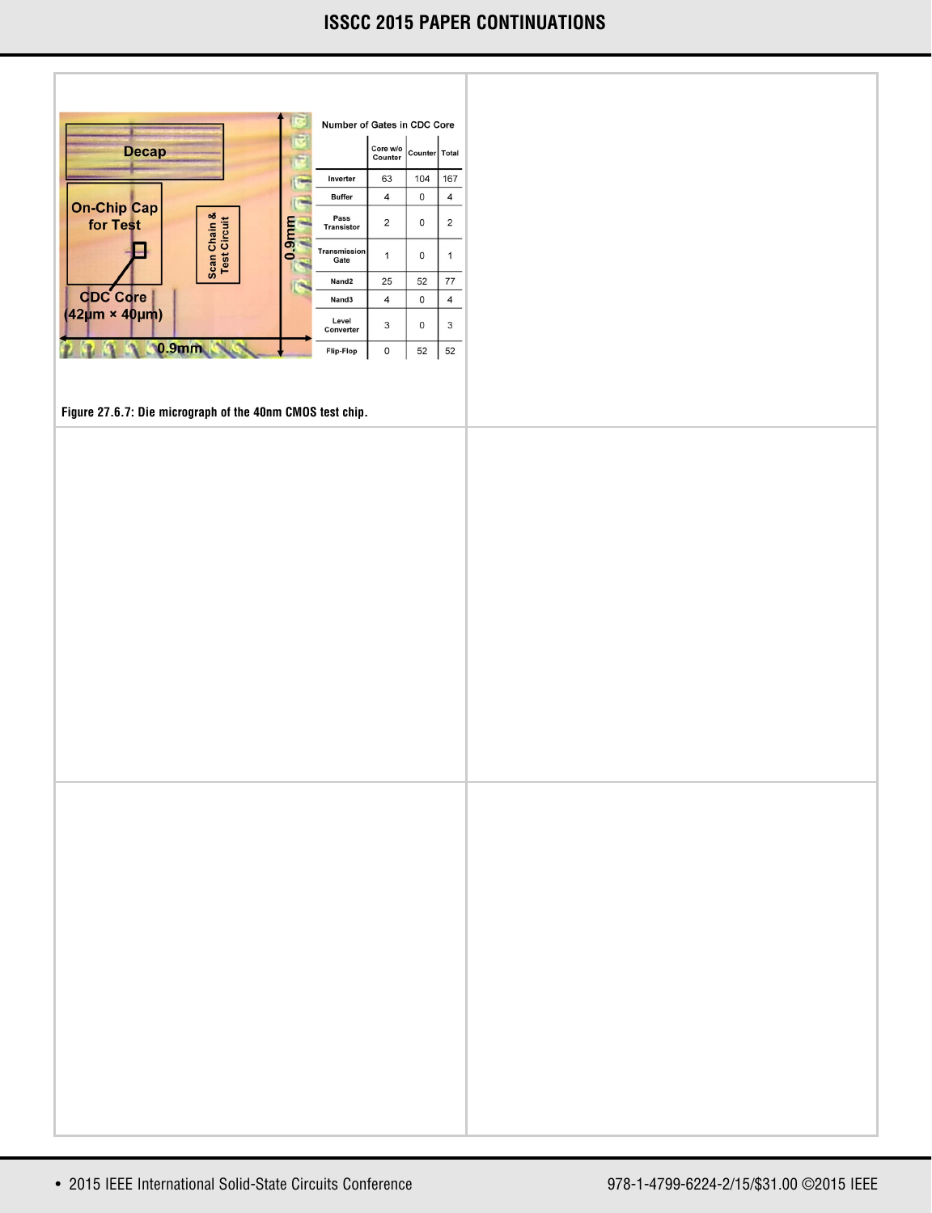Decap

On-Chip Cap for Test

Scan Chain & Test Circuit

CDC Core (42μm × 40μm)

0.9mm

0.9mm

Number of Gates in CDC Core

| | Core w/o Counter | Counter | Total |
|---|---|---|---|
| Inverter | 63 | 104 | 167 |
| Buffer | 4 | 0 | 4 |
| Pass Transistor | 2 | 0 | 2 |
| Transmission Gate | 1 | 0 | 1 |
| Nand2 | 25 | 52 | 77 |
| Nand3 | 4 | 0 | 4 |
| Level Converter | 3 | 0 | 3 |
| Flip-Flop | 0 | 52 | 52 |

**Figure 27.6.7: Die micrograph of the 40nm CMOS test chip.**